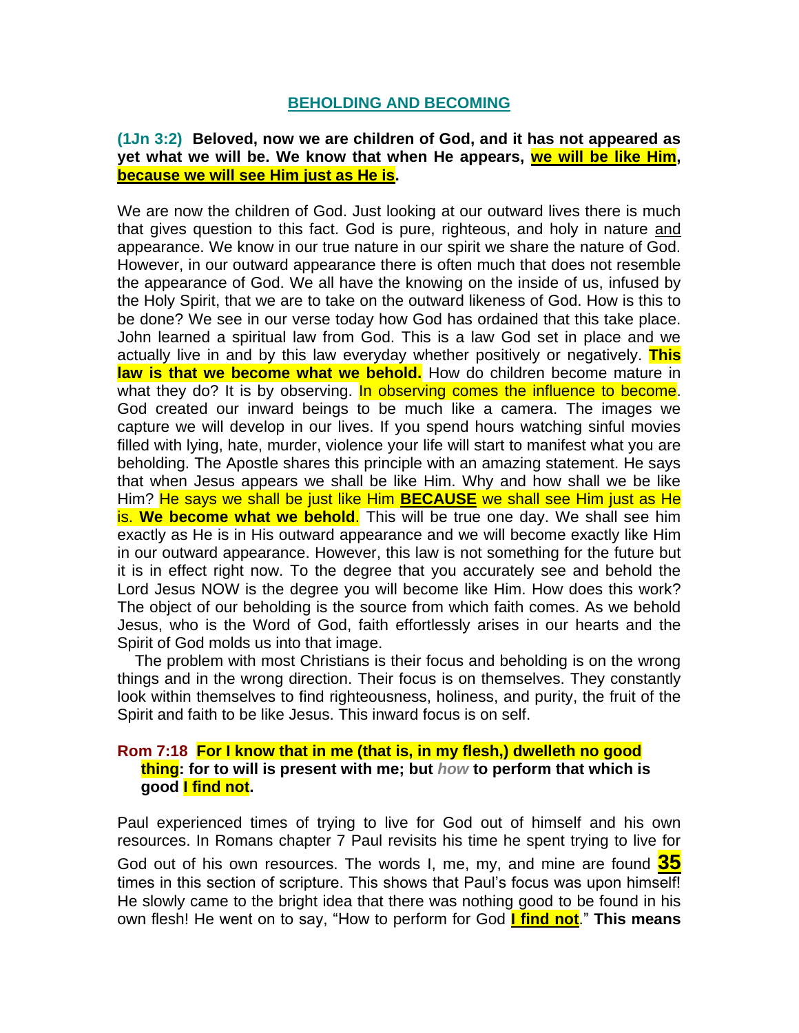## BEHOLDING AND BECOMING

**(1Jn 3:2) Beloved, now we are children of God, and it has not appeared as yet what we will be. We know that when He appears, we will be like Him, because we will see Him just as He is.**

We are now the children of God. Just looking at our outward lives there is much that gives question to this fact. God is pure, righteous, and holy in nature and appearance. We know in our true nature in our spirit we share the nature of God. However, in our outward appearance there is often much that does not resemble the appearance of God. We all have the knowing on the inside of us, infused by the Holy Spirit, that we are to take on the outward likeness of God. How is this to be done? We see in our verse today how God has ordained that this take place. John learned a spiritual law from God. This is a law God set in place and we actually live in and by this law everyday whether positively or negatively. **This law is that we become what we behold.** How do children become mature in what they do? It is by observing. In observing comes the influence to become. God created our inward beings to be much like a camera. The images we capture we will develop in our lives. If you spend hours watching sinful movies filled with lying, hate, murder, violence your life will start to manifest what you are beholding. The Apostle shares this principle with an amazing statement. He says that when Jesus appears we shall be like Him. Why and how shall we be like Him? He says we shall be just like Him **BECAUSE** we shall see Him just as He is. **We become what we behold**. This will be true one day. We shall see him exactly as He is in His outward appearance and we will become exactly like Him in our outward appearance. However, this law is not something for the future but it is in effect right now. To the degree that you accurately see and behold the Lord Jesus NOW is the degree you will become like Him. How does this work? The object of our beholding is the source from which faith comes. As we behold Jesus, who is the Word of God, faith effortlessly arises in our hearts and the Spirit of God molds us into that image.

The problem with most Christians is their focus and beholding is on the wrong things and in the wrong direction. Their focus is on themselves. They constantly look within themselves to find righteousness, holiness, and purity, the fruit of the Spirit and faith to be like Jesus. This inward focus is on self.

**Rom 7:18 For I know that in me (that is, in my flesh,) dwelleth no good thing: for to will is present with me; but *how* to perform that which is good I find not.**

Paul experienced times of trying to live for God out of himself and his own resources. In Romans chapter 7 Paul revisits his time he spent trying to live for God out of his own resources. The words I, me, my, and mine are found **35** times in this section of scripture. This shows that Paul's focus was upon himself! He slowly came to the bright idea that there was nothing good to be found in his own flesh! He went on to say, "How to perform for God **I find not**." **This means**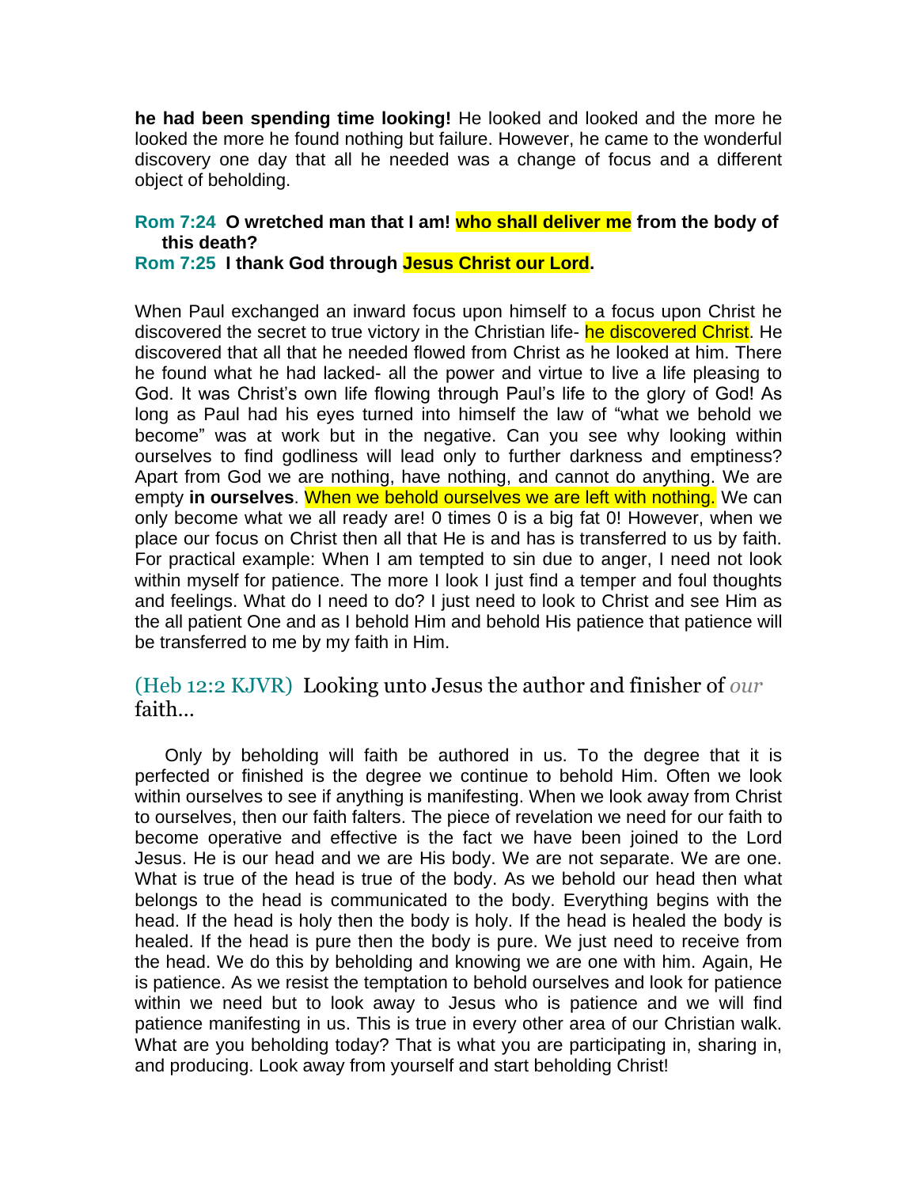**he had been spending time looking!** He looked and looked and the more he looked the more he found nothing but failure. However, he came to the wonderful discovery one day that all he needed was a change of focus and a different object of beholding.

**Rom 7:24 O wretched man that I am! who shall deliver me from the body of this death?**
**Rom 7:25 I thank God through Jesus Christ our Lord.**

When Paul exchanged an inward focus upon himself to a focus upon Christ he discovered the secret to true victory in the Christian life- he discovered Christ. He discovered that all that he needed flowed from Christ as he looked at him. There he found what he had lacked- all the power and virtue to live a life pleasing to God. It was Christ's own life flowing through Paul's life to the glory of God! As long as Paul had his eyes turned into himself the law of "what we behold we become" was at work but in the negative. Can you see why looking within ourselves to find godliness will lead only to further darkness and emptiness? Apart from God we are nothing, have nothing, and cannot do anything. We are empty **in ourselves**. When we behold ourselves we are left with nothing. We can only become what we all ready are! 0 times 0 is a big fat 0! However, when we place our focus on Christ then all that He is and has is transferred to us by faith. For practical example: When I am tempted to sin due to anger, I need not look within myself for patience. The more I look I just find a temper and foul thoughts and feelings. What do I need to do? I just need to look to Christ and see Him as the all patient One and as I behold Him and behold His patience that patience will be transferred to me by my faith in Him.

(Heb 12:2 KJVR) Looking unto Jesus the author and finisher of *our* faith...

Only by beholding will faith be authored in us. To the degree that it is perfected or finished is the degree we continue to behold Him. Often we look within ourselves to see if anything is manifesting. When we look away from Christ to ourselves, then our faith falters. The piece of revelation we need for our faith to become operative and effective is the fact we have been joined to the Lord Jesus. He is our head and we are His body. We are not separate. We are one. What is true of the head is true of the body. As we behold our head then what belongs to the head is communicated to the body. Everything begins with the head. If the head is holy then the body is holy. If the head is healed the body is healed. If the head is pure then the body is pure. We just need to receive from the head. We do this by beholding and knowing we are one with him. Again, He is patience. As we resist the temptation to behold ourselves and look for patience within we need but to look away to Jesus who is patience and we will find patience manifesting in us. This is true in every other area of our Christian walk. What are you beholding today? That is what you are participating in, sharing in, and producing. Look away from yourself and start beholding Christ!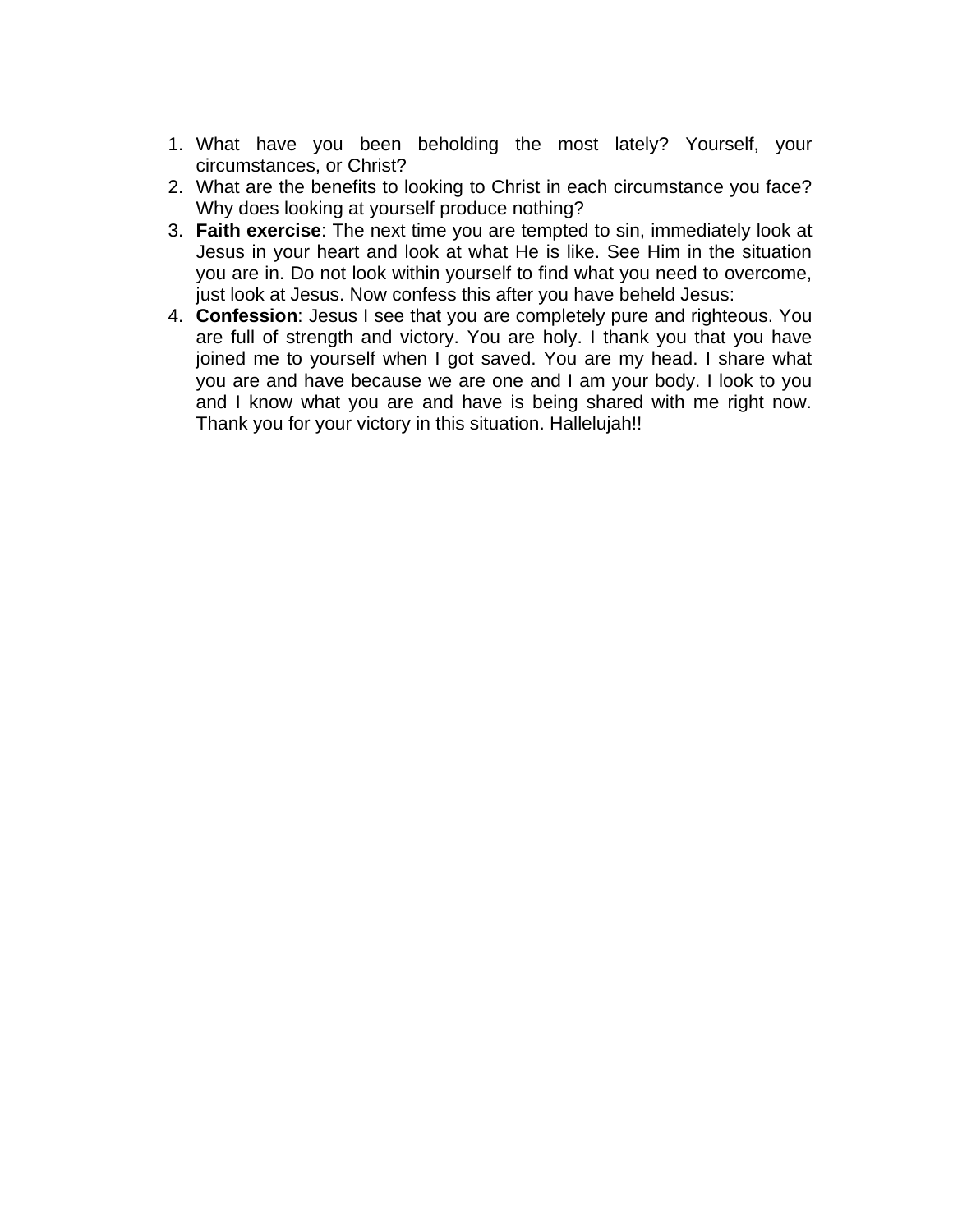1. What have you been beholding the most lately? Yourself, your circumstances, or Christ?
2. What are the benefits to looking to Christ in each circumstance you face? Why does looking at yourself produce nothing?
3. **Faith exercise**: The next time you are tempted to sin, immediately look at Jesus in your heart and look at what He is like. See Him in the situation you are in. Do not look within yourself to find what you need to overcome, just look at Jesus. Now confess this after you have beheld Jesus:
4. **Confession**: Jesus I see that you are completely pure and righteous. You are full of strength and victory. You are holy. I thank you that you have joined me to yourself when I got saved. You are my head. I share what you are and have because we are one and I am your body. I look to you and I know what you are and have is being shared with me right now. Thank you for your victory in this situation. Hallelujah!!